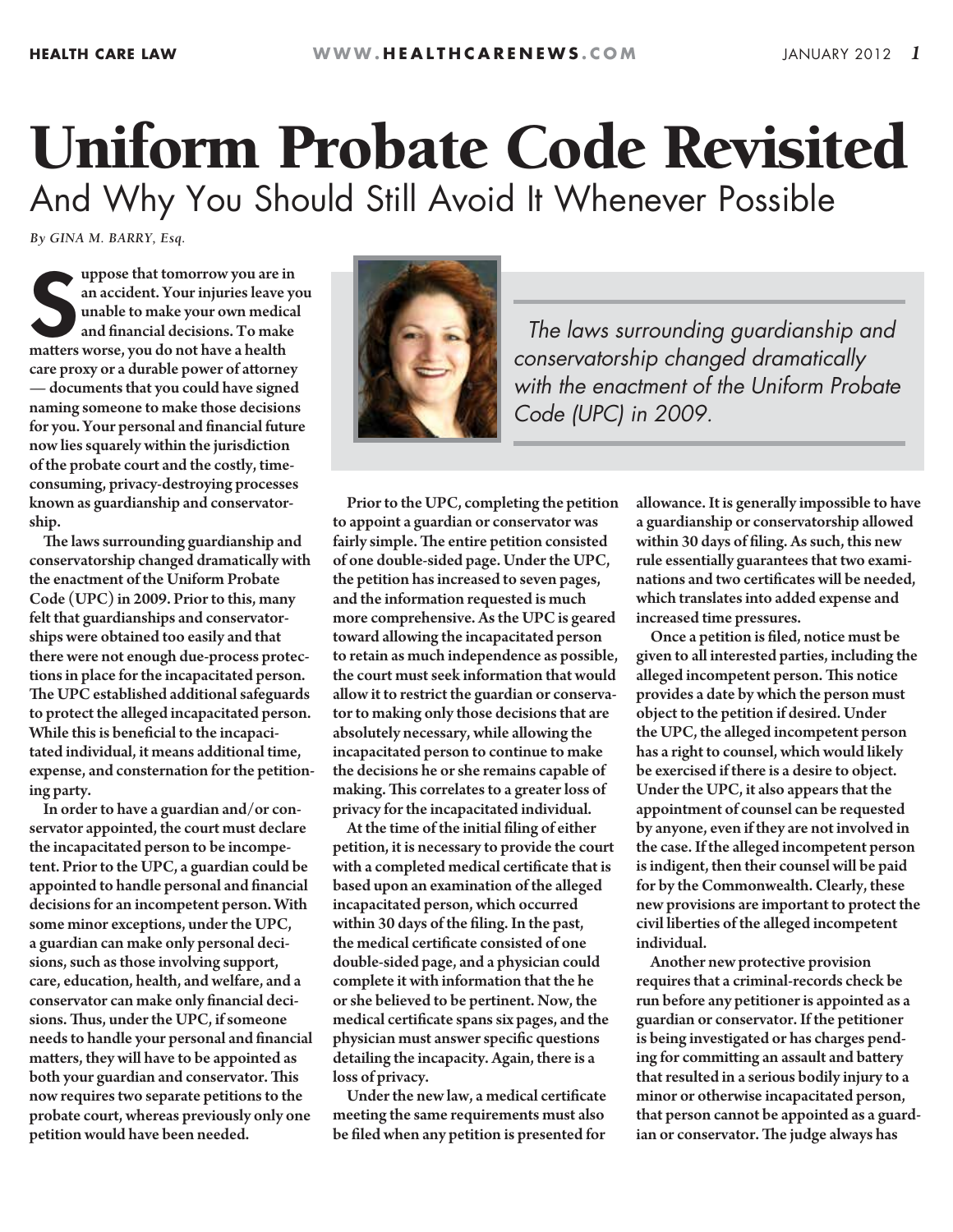# Uniform Probate Code Revisited

## And Why You Should Still Avoid It Whenever Possible

*By GINA M. BARRY, Esq.*

**Suppose that tomorrow you are in an accident. Your injuries leave you unable to make your own medical and financial decisions. To make matters worse, you do not have a health care proxy or a durable power of attorney — documents that you could have signed naming someone to make those decisions for you. Your personal and financial future now lies squarely within the jurisdiction of the probate court and the costly, time-consuming, privacy-destroying processes known as guardianship and conservatorship.**

*The laws surrounding guardianship and conservatorship changed dramatically with the enactment of the Uniform Probate Code (UPC) in 2009.*

The laws surrounding guardianship and conservatorship changed dramatically with the enactment of the Uniform Probate Code (UPC) in 2009. Prior to this, many felt that guardianships and conservatorships were obtained too easily and that there were not enough due-process protections in place for the incapacitated person. The UPC established additional safeguards to protect the alleged incapacitated person. While this is beneficial to the incapacitated individual, it means additional time, expense, and consternation for the petitioning party.

In order to have a guardian and/or conservator appointed, the court must declare the incapacitated person to be incompetent. Prior to the UPC, a guardian could be appointed to handle personal and financial decisions for an incompetent person. With some minor exceptions, under the UPC, a guardian can make only personal decisions, such as those involving support, care, education, health, and welfare, and a conservator can make only financial decisions. Thus, under the UPC, if someone needs to handle your personal and financial matters, they will have to be appointed as both your guardian and conservator. This now requires two separate petitions to the probate court, whereas previously only one petition would have been needed.

Prior to the UPC, completing the petition to appoint a guardian or conservator was fairly simple. The entire petition consisted of one double-sided page. Under the UPC, the petition has increased to seven pages, and the information requested is much more comprehensive. As the UPC is geared toward allowing the incapacitated person to retain as much independence as possible, the court must seek information that would allow it to restrict the guardian or conservator to making only those decisions that are absolutely necessary, while allowing the incapacitated person to continue to make the decisions he or she remains capable of making. This correlates to a greater loss of privacy for the incapacitated individual.

At the time of the initial filing of either petition, it is necessary to provide the court with a completed medical certificate that is based upon an examination of the alleged incapacitated person, which occurred within 30 days of the filing. In the past, the medical certificate consisted of one double-sided page, and a physician could complete it with information that the he or she believed to be pertinent. Now, the medical certificate spans six pages, and the physician must answer specific questions detailing the incapacity. Again, there is a loss of privacy.

Under the new law, a medical certificate meeting the same requirements must also be filed when any petition is presented for allowance. It is generally impossible to have a guardianship or conservatorship allowed within 30 days of filing. As such, this new rule essentially guarantees that two examinations and two certificates will be needed, which translates into added expense and increased time pressures.

Once a petition is filed, notice must be given to all interested parties, including the alleged incompetent person. This notice provides a date by which the person must object to the petition if desired. Under the UPC, the alleged incompetent person has a right to counsel, which would likely be exercised if there is a desire to object. Under the UPC, it also appears that the appointment of counsel can be requested by anyone, even if they are not involved in the case. If the alleged incompetent person is indigent, then their counsel will be paid for by the Commonwealth. Clearly, these new provisions are important to protect the civil liberties of the alleged incompetent individual.

Another new protective provision requires that a criminal-records check be run before any petitioner is appointed as a guardian or conservator. If the petitioner is being investigated or has charges pending for committing an assault and battery that resulted in a serious bodily injury to a minor or otherwise incapacitated person, that person cannot be appointed as a guardian or conservator. The judge always has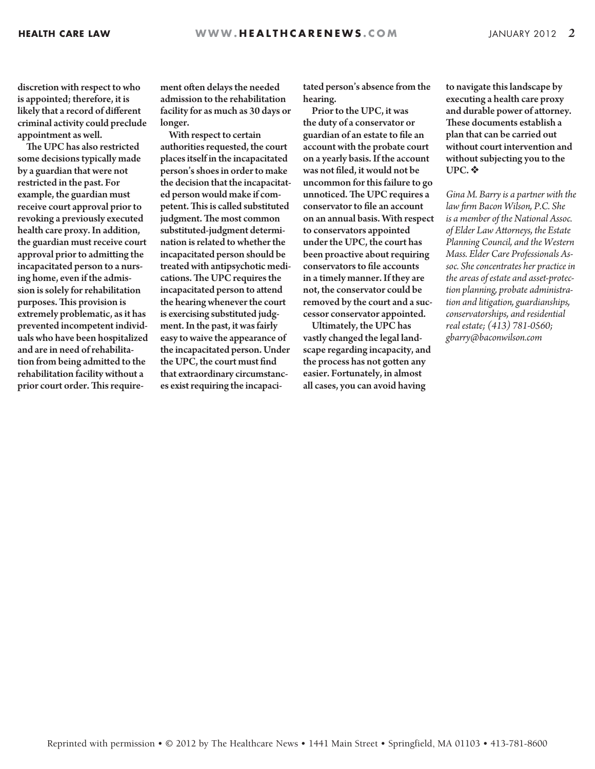discretion with respect to who is appointed; therefore, it is likely that a record of different criminal activity could preclude appointment as well.

The UPC has also restricted some decisions typically made by a guardian that were not restricted in the past. For example, the guardian must receive court approval prior to revoking a previously executed health care proxy. In addition, the guardian must receive court approval prior to admitting the incapacitated person to a nursing home, even if the admission is solely for rehabilitation purposes. This provision is extremely problematic, as it has prevented incompetent individuals who have been hospitalized and are in need of rehabilitation from being admitted to the rehabilitation facility without a prior court order. This requirement often delays the needed admission to the rehabilitation facility for as much as 30 days or longer.

With respect to certain authorities requested, the court places itself in the incapacitated person's shoes in order to make the decision that the incapacitated person would make if competent. This is called substituted judgment. The most common substituted-judgment determination is related to whether the incapacitated person should be treated with antipsychotic medications. The UPC requires the incapacitated person to attend the hearing whenever the court is exercising substituted judgment. In the past, it was fairly easy to waive the appearance of the incapacitated person. Under the UPC, the court must find that extraordinary circumstances exist requiring the incapacitated person's absence from the hearing.

Prior to the UPC, it was the duty of a conservator or guardian of an estate to file an account with the probate court on a yearly basis. If the account was not filed, it would not be uncommon for this failure to go unnoticed. The UPC requires a conservator to file an account on an annual basis. With respect to conservators appointed under the UPC, the court has been proactive about requiring conservators to file accounts in a timely manner. If they are not, the conservator could be removed by the court and a successor conservator appointed.

Ultimately, the UPC has vastly changed the legal landscape regarding incapacity, and the process has not gotten any easier. Fortunately, in almost all cases, you can avoid having to navigate this landscape by executing a health care proxy and durable power of attorney. These documents establish a plan that can be carried out without court intervention and without subjecting you to the UPC. ❖

*Gina M. Barry is a partner with the law firm Bacon Wilson, P.C. She is a member of the National Assoc. of Elder Law Attorneys, the Estate Planning Council, and the Western Mass. Elder Care Professionals Assoc. She concentrates her practice in the areas of estate and asset-protection planning, probate administration and litigation, guardianships, conservatorships, and residential real estate; (413) 781-0560; gbarry@baconwilson.com*

Reprinted with permission • © 2012 by The Healthcare News • 1441 Main Street • Springfield, MA 01103 • 413-781-8600